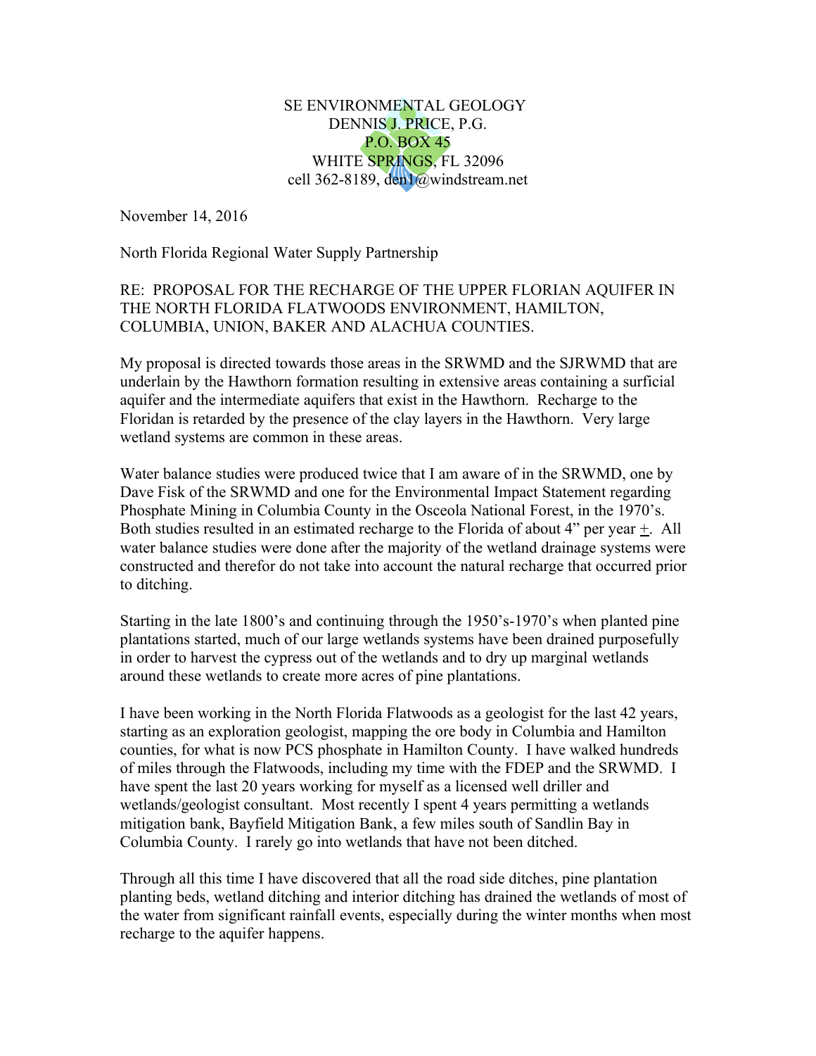SE ENVIRONMENTAL GEOLOGY
DENNIS J. PRICE, P.G.
P.O. BOX 45
WHITE SPRINGS, FL 32096
cell 362-8189, den1@windstream.net

November 14, 2016

North Florida Regional Water Supply Partnership

RE: PROPOSAL FOR THE RECHARGE OF THE UPPER FLORIAN AQUIFER IN THE NORTH FLORIDA FLATWOODS ENVIRONMENT, HAMILTON, COLUMBIA, UNION, BAKER AND ALACHUA COUNTIES.

My proposal is directed towards those areas in the SRWMD and the SJRWMD that are underlain by the Hawthorn formation resulting in extensive areas containing a surficial aquifer and the intermediate aquifers that exist in the Hawthorn. Recharge to the Floridan is retarded by the presence of the clay layers in the Hawthorn. Very large wetland systems are common in these areas.

Water balance studies were produced twice that I am aware of in the SRWMD, one by Dave Fisk of the SRWMD and one for the Environmental Impact Statement regarding Phosphate Mining in Columbia County in the Osceola National Forest, in the 1970's. Both studies resulted in an estimated recharge to the Florida of about 4" per year ±. All water balance studies were done after the majority of the wetland drainage systems were constructed and therefor do not take into account the natural recharge that occurred prior to ditching.

Starting in the late 1800's and continuing through the 1950's-1970's when planted pine plantations started, much of our large wetlands systems have been drained purposefully in order to harvest the cypress out of the wetlands and to dry up marginal wetlands around these wetlands to create more acres of pine plantations.

I have been working in the North Florida Flatwoods as a geologist for the last 42 years, starting as an exploration geologist, mapping the ore body in Columbia and Hamilton counties, for what is now PCS phosphate in Hamilton County. I have walked hundreds of miles through the Flatwoods, including my time with the FDEP and the SRWMD. I have spent the last 20 years working for myself as a licensed well driller and wetlands/geologist consultant. Most recently I spent 4 years permitting a wetlands mitigation bank, Bayfield Mitigation Bank, a few miles south of Sandlin Bay in Columbia County. I rarely go into wetlands that have not been ditched.

Through all this time I have discovered that all the road side ditches, pine plantation planting beds, wetland ditching and interior ditching has drained the wetlands of most of the water from significant rainfall events, especially during the winter months when most recharge to the aquifer happens.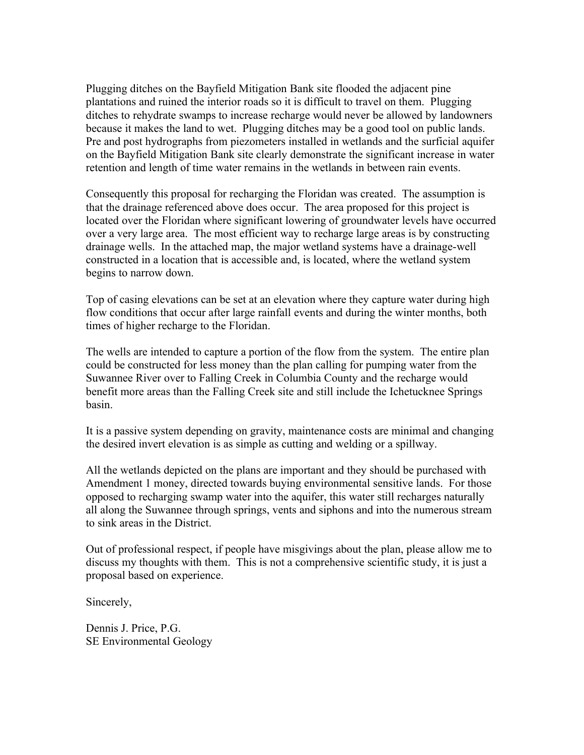Plugging ditches on the Bayfield Mitigation Bank site flooded the adjacent pine plantations and ruined the interior roads so it is difficult to travel on them. Plugging ditches to rehydrate swamps to increase recharge would never be allowed by landowners because it makes the land to wet. Plugging ditches may be a good tool on public lands. Pre and post hydrographs from piezometers installed in wetlands and the surficial aquifer on the Bayfield Mitigation Bank site clearly demonstrate the significant increase in water retention and length of time water remains in the wetlands in between rain events.

Consequently this proposal for recharging the Floridan was created. The assumption is that the drainage referenced above does occur. The area proposed for this project is located over the Floridan where significant lowering of groundwater levels have occurred over a very large area. The most efficient way to recharge large areas is by constructing drainage wells. In the attached map, the major wetland systems have a drainage-well constructed in a location that is accessible and, is located, where the wetland system begins to narrow down.

Top of casing elevations can be set at an elevation where they capture water during high flow conditions that occur after large rainfall events and during the winter months, both times of higher recharge to the Floridan.

The wells are intended to capture a portion of the flow from the system. The entire plan could be constructed for less money than the plan calling for pumping water from the Suwannee River over to Falling Creek in Columbia County and the recharge would benefit more areas than the Falling Creek site and still include the Ichetucknee Springs basin.

It is a passive system depending on gravity, maintenance costs are minimal and changing the desired invert elevation is as simple as cutting and welding or a spillway.

All the wetlands depicted on the plans are important and they should be purchased with Amendment 1 money, directed towards buying environmental sensitive lands. For those opposed to recharging swamp water into the aquifer, this water still recharges naturally all along the Suwannee through springs, vents and siphons and into the numerous stream to sink areas in the District.

Out of professional respect, if people have misgivings about the plan, please allow me to discuss my thoughts with them. This is not a comprehensive scientific study, it is just a proposal based on experience.

Sincerely,

Dennis J. Price, P.G.  
SE Environmental Geology